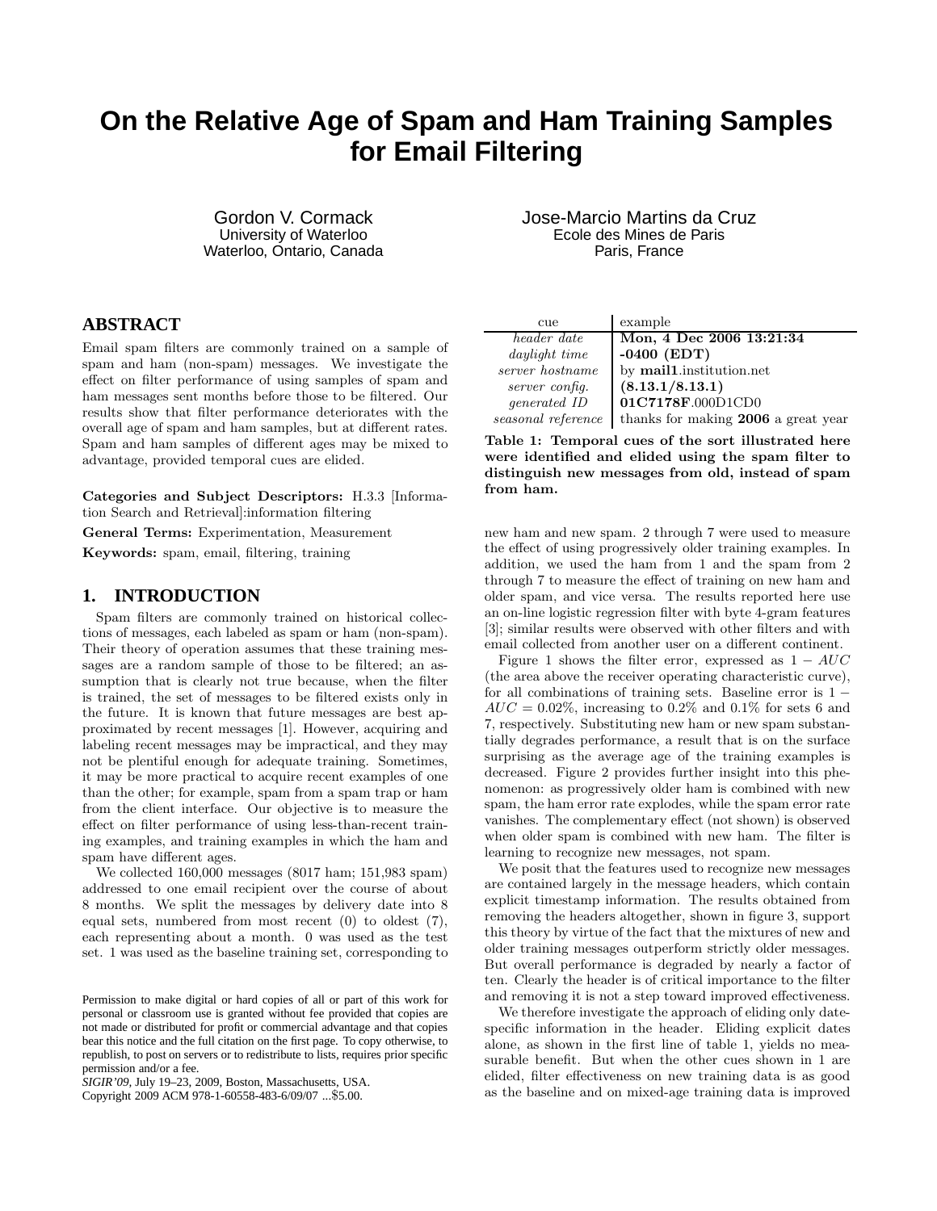# On the Relative Age of Spam and Ham Training Samples for Email Filtering

Gordon V. Cormack
University of Waterloo
Waterloo, Ontario, Canada

Jose-Marcio Martins da Cruz
Ecole des Mines de Paris
Paris, France

## ABSTRACT

Email spam filters are commonly trained on a sample of spam and ham (non-spam) messages. We investigate the effect on filter performance of using samples of spam and ham messages sent months before those to be filtered. Our results show that filter performance deteriorates with the overall age of spam and ham samples, but at different rates. Spam and ham samples of different ages may be mixed to advantage, provided temporal cues are elided.

**Categories and Subject Descriptors:** H.3.3 [Information Search and Retrieval]:information filtering

**General Terms:** Experimentation, Measurement

**Keywords:** spam, email, filtering, training

## 1. INTRODUCTION

Spam filters are commonly trained on historical collections of messages, each labeled as spam or ham (non-spam). Their theory of operation assumes that these training messages are a random sample of those to be filtered; an assumption that is clearly not true because, when the filter is trained, the set of messages to be filtered exists only in the future. It is known that future messages are best approximated by recent messages [1]. However, acquiring and labeling recent messages may be impractical, and they may not be plentiful enough for adequate training. Sometimes, it may be more practical to acquire recent examples of one than the other; for example, spam from a spam trap or ham from the client interface. Our objective is to measure the effect on filter performance of using less-than-recent training examples, and training examples in which the ham and spam have different ages.

We collected 160,000 messages (8017 ham; 151,983 spam) addressed to one email recipient over the course of about 8 months. We split the messages by delivery date into 8 equal sets, numbered from most recent (0) to oldest (7), each representing about a month. 0 was used as the test set. 1 was used as the baseline training set, corresponding to new ham and new spam. 2 through 7 were used to measure the effect of using progressively older training examples. In addition, we used the ham from 1 and the spam from 2 through 7 to measure the effect of training on new ham and older spam, and vice versa. The results reported here use an on-line logistic regression filter with byte 4-gram features [3]; similar results were observed with other filters and with email collected from another user on a different continent.

| cue | example |
|---|---|
| *header date* | **Mon, 4 Dec 2006 13:21:34** |
| *daylight time* | **-0400 (EDT)** |
| *server hostname* | by **mail1**.institution.net |
| *server config.* | **(8.13.1/8.13.1)** |
| *generated ID* | **01C7178F**.000D1CD0 |
| *seasonal reference* | thanks for making **2006** a great year |

**Table 1: Temporal cues of the sort illustrated here were identified and elided using the spam filter to distinguish new messages from old, instead of spam from ham.**

Figure 1 shows the filter error, expressed as $1 - AUC$ (the area above the receiver operating characteristic curve), for all combinations of training sets. Baseline error is $1 - AUC = 0.02\%$, increasing to 0.2% and 0.1% for sets 6 and 7, respectively. Substituting new ham or new spam substantially degrades performance, a result that is on the surface surprising as the average age of the training examples is decreased. Figure 2 provides further insight into this phenomenon: as progressively older ham is combined with new spam, the ham error rate explodes, while the spam error rate vanishes. The complementary effect (not shown) is observed when older spam is combined with new ham. The filter is learning to recognize new messages, not spam.

We posit that the features used to recognize new messages are contained largely in the message headers, which contain explicit timestamp information. The results obtained from removing the headers altogether, shown in figure 3, support this theory by virtue of the fact that the mixtures of new and older training messages outperform strictly older messages. But overall performance is degraded by nearly a factor of ten. Clearly the header is of critical importance to the filter and removing it is not a step toward improved effectiveness.

We therefore investigate the approach of eliding only date-specific information in the header. Eliding explicit dates alone, as shown in the first line of table 1, yields no measurable benefit. But when the other cues shown in 1 are elided, filter effectiveness on new training data is as good as the baseline and on mixed-age training data is improved

Permission to make digital or hard copies of all or part of this work for personal or classroom use is granted without fee provided that copies are not made or distributed for profit or commercial advantage and that copies bear this notice and the full citation on the first page. To copy otherwise, to republish, to post on servers or to redistribute to lists, requires prior specific permission and/or a fee.
*SIGIR'09*, July 19–23, 2009, Boston, Massachusetts, USA.
Copyright 2009 ACM 978-1-60558-483-6/09/07 ...$5.00.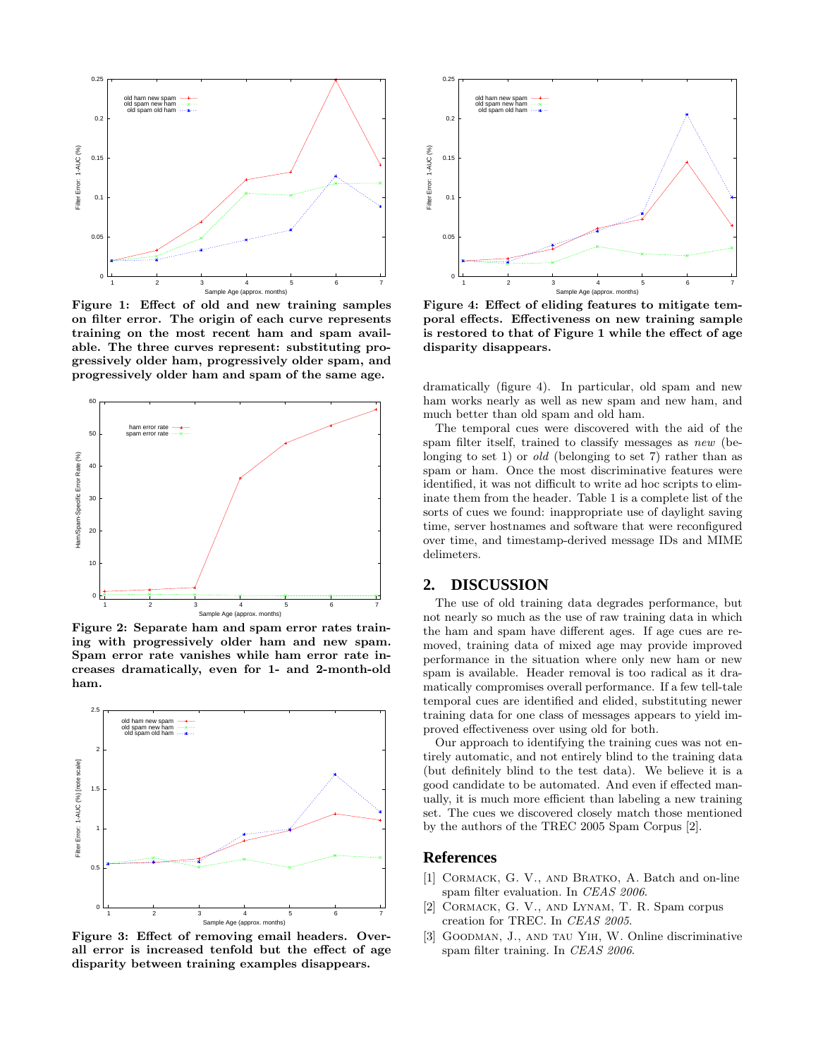0.25
0.2
0.15
0.1
0.05
0
Filter Error: 1-AUC (%)
1 2 3 4 5 6 7
Sample Age (approx. months)
old ham new spam
old spam new ham
old spam old ham

**Figure 1: Effect of old and new training samples on filter error. The origin of each curve represents training on the most recent ham and spam available. The three curves represent: substituting progressively older ham, progressively older spam, and progressively older ham and spam of the same age.**

60
50
40
30
20
10
0
Ham/Spam-Specific Error Rate (%)
1 2 3 4 5 6 7
Sample Age (approx. months)
ham error rate
spam error rate

**Figure 2: Separate ham and spam error rates training with progressively older ham and new spam. Spam error rate vanishes while ham error rate increases dramatically, even for 1- and 2-month-old ham.**

2.5
2
1.5
1
0.5
0
Filter Error: 1-AUC (%) [note scale]
1 2 3 4 5 6 7
Sample Age (approx. months)
old ham new spam
old spam new ham
old spam old ham

**Figure 3: Effect of removing email headers. Overall error is increased tenfold but the effect of age disparity between training examples disappears.**

0.25
0.2
0.15
0.1
0.05
0
Filter Error: 1-AUC (%)
1 2 3 4 5 6 7
Sample Age (approx. months)
old ham new spam
old spam new ham
old spam old ham

**Figure 4: Effect of eliding features to mitigate temporal effects. Effectiveness on new training sample is restored to that of Figure 1 while the effect of age disparity disappears.**

dramatically (figure 4). In particular, old spam and new ham works nearly as well as new spam and new ham, and much better than old spam and old ham.

The temporal cues were discovered with the aid of the spam filter itself, trained to classify messages as *new* (belonging to set 1) or *old* (belonging to set 7) rather than as spam or ham. Once the most discriminative features were identified, it was not difficult to write ad hoc scripts to eliminate them from the header. Table 1 is a complete list of the sorts of cues we found: inappropriate use of daylight saving time, server hostnames and software that were reconfigured over time, and timestamp-derived message IDs and MIME delimeters.

## 2. DISCUSSION

The use of old training data degrades performance, but not nearly so much as the use of raw training data in which the ham and spam have different ages. If age cues are removed, training data of mixed age may provide improved performance in the situation where only new ham or new spam is available. Header removal is too radical as it dramatically compromises overall performance. If a few tell-tale temporal cues are identified and elided, substituting newer training data for one class of messages appears to yield improved effectiveness over using old for both.

Our approach to identifying the training cues was not entirely automatic, and not entirely blind to the training data (but definitely blind to the test data). We believe it is a good candidate to be automated. And even if effected manually, it is much more efficient than labeling a new training set. The cues we discovered closely match those mentioned by the authors of the TREC 2005 Spam Corpus [2].

## References

[1] Cormack, G. V., and Bratko, A. Batch and on-line spam filter evaluation. In *CEAS 2006*.

[2] Cormack, G. V., and Lynam, T. R. Spam corpus creation for TREC. In *CEAS 2005*.

[3] Goodman, J., and tau Yih, W. Online discriminative spam filter training. In *CEAS 2006*.